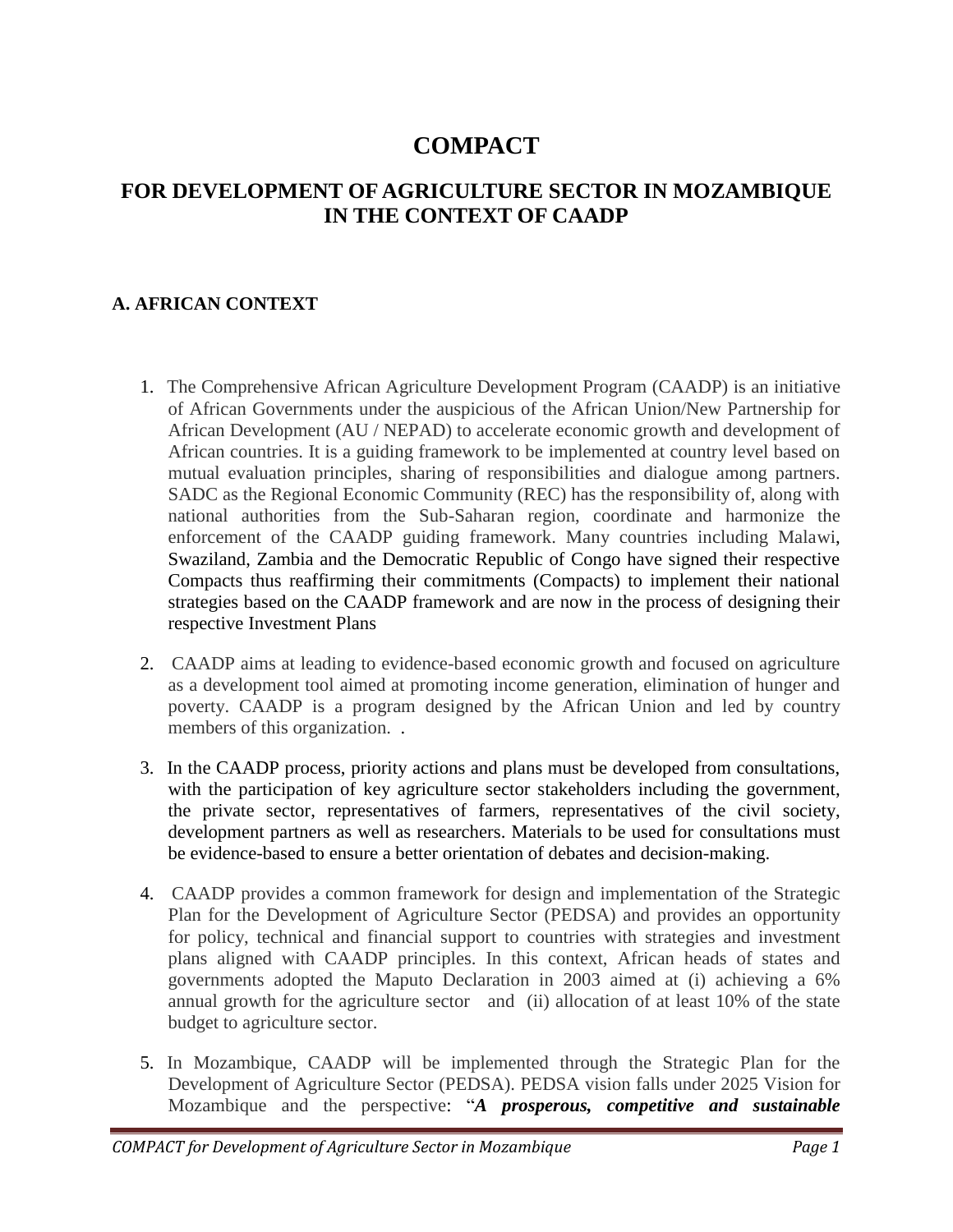# COMPACT

## FOR DEVELOPMENT OF AGRICULTURE SECTOR IN MOZAMBIQUE IN THE CONTEXT OF CAADP

### A. AFRICAN CONTEXT

1. The Comprehensive African Agriculture Development Program (CAADP) is an initiative of African Governments under the auspicious of the African Union/New Partnership for African Development (AU / NEPAD) to accelerate economic growth and development of African countries. It is a guiding framework to be implemented at country level based on mutual evaluation principles, sharing of responsibilities and dialogue among partners. SADC as the Regional Economic Community (REC) has the responsibility of, along with national authorities from the Sub-Saharan region, coordinate and harmonize the enforcement of the CAADP guiding framework. Many countries including Malawi, Swaziland, Zambia and the Democratic Republic of Congo have signed their respective Compacts thus reaffirming their commitments (Compacts) to implement their national strategies based on the CAADP framework and are now in the process of designing their respective Investment Plans

2. CAADP aims at leading to evidence-based economic growth and focused on agriculture as a development tool aimed at promoting income generation, elimination of hunger and poverty. CAADP is a program designed by the African Union and led by country members of this organization. .

3. In the CAADP process, priority actions and plans must be developed from consultations, with the participation of key agriculture sector stakeholders including the government, the private sector, representatives of farmers, representatives of the civil society, development partners as well as researchers. Materials to be used for consultations must be evidence-based to ensure a better orientation of debates and decision-making.

4. CAADP provides a common framework for design and implementation of the Strategic Plan for the Development of Agriculture Sector (PEDSA) and provides an opportunity for policy, technical and financial support to countries with strategies and investment plans aligned with CAADP principles. In this context, African heads of states and governments adopted the Maputo Declaration in 2003 aimed at (i) achieving a 6% annual growth for the agriculture sector and (ii) allocation of at least 10% of the state budget to agriculture sector.

5. In Mozambique, CAADP will be implemented through the Strategic Plan for the Development of Agriculture Sector (PEDSA). PEDSA vision falls under 2025 Vision for Mozambique and the perspective: "***A prosperous, competitive and sustainable***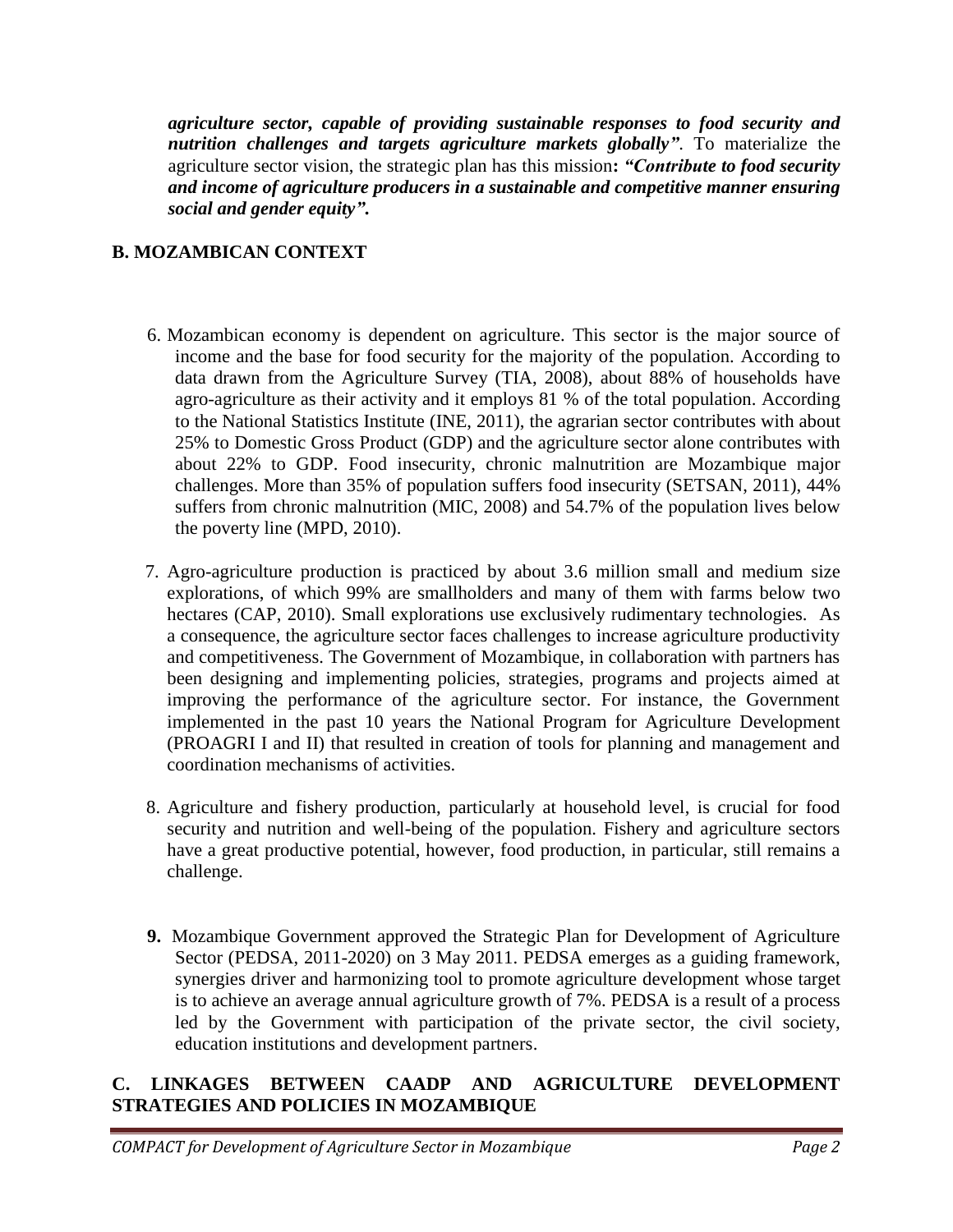***agriculture sector, capable of providing sustainable responses to food security and nutrition challenges and targets agriculture markets globally"***. To materialize the agriculture sector vision, the strategic plan has this mission**:** ***"Contribute to food security and income of agriculture producers in a sustainable and competitive manner ensuring social and gender equity".***

## B. MOZAMBICAN CONTEXT

6. Mozambican economy is dependent on agriculture. This sector is the major source of income and the base for food security for the majority of the population. According to data drawn from the Agriculture Survey (TIA, 2008), about 88% of households have agro-agriculture as their activity and it employs 81 % of the total population. According to the National Statistics Institute (INE, 2011), the agrarian sector contributes with about 25% to Domestic Gross Product (GDP) and the agriculture sector alone contributes with about 22% to GDP. Food insecurity, chronic malnutrition are Mozambique major challenges. More than 35% of population suffers food insecurity (SETSAN, 2011), 44% suffers from chronic malnutrition (MIC, 2008) and 54.7% of the population lives below the poverty line (MPD, 2010).

7. Agro-agriculture production is practiced by about 3.6 million small and medium size explorations, of which 99% are smallholders and many of them with farms below two hectares (CAP, 2010). Small explorations use exclusively rudimentary technologies. As a consequence, the agriculture sector faces challenges to increase agriculture productivity and competitiveness. The Government of Mozambique, in collaboration with partners has been designing and implementing policies, strategies, programs and projects aimed at improving the performance of the agriculture sector. For instance, the Government implemented in the past 10 years the National Program for Agriculture Development (PROAGRI I and II) that resulted in creation of tools for planning and management and coordination mechanisms of activities.

8. Agriculture and fishery production, particularly at household level, is crucial for food security and nutrition and well-being of the population. Fishery and agriculture sectors have a great productive potential, however, food production, in particular, still remains a challenge.

**9.** Mozambique Government approved the Strategic Plan for Development of Agriculture Sector (PEDSA, 2011-2020) on 3 May 2011. PEDSA emerges as a guiding framework, synergies driver and harmonizing tool to promote agriculture development whose target is to achieve an average annual agriculture growth of 7%. PEDSA is a result of a process led by the Government with participation of the private sector, the civil society, education institutions and development partners.

## C. LINKAGES BETWEEN CAADP AND AGRICULTURE DEVELOPMENT STRATEGIES AND POLICIES IN MOZAMBIQUE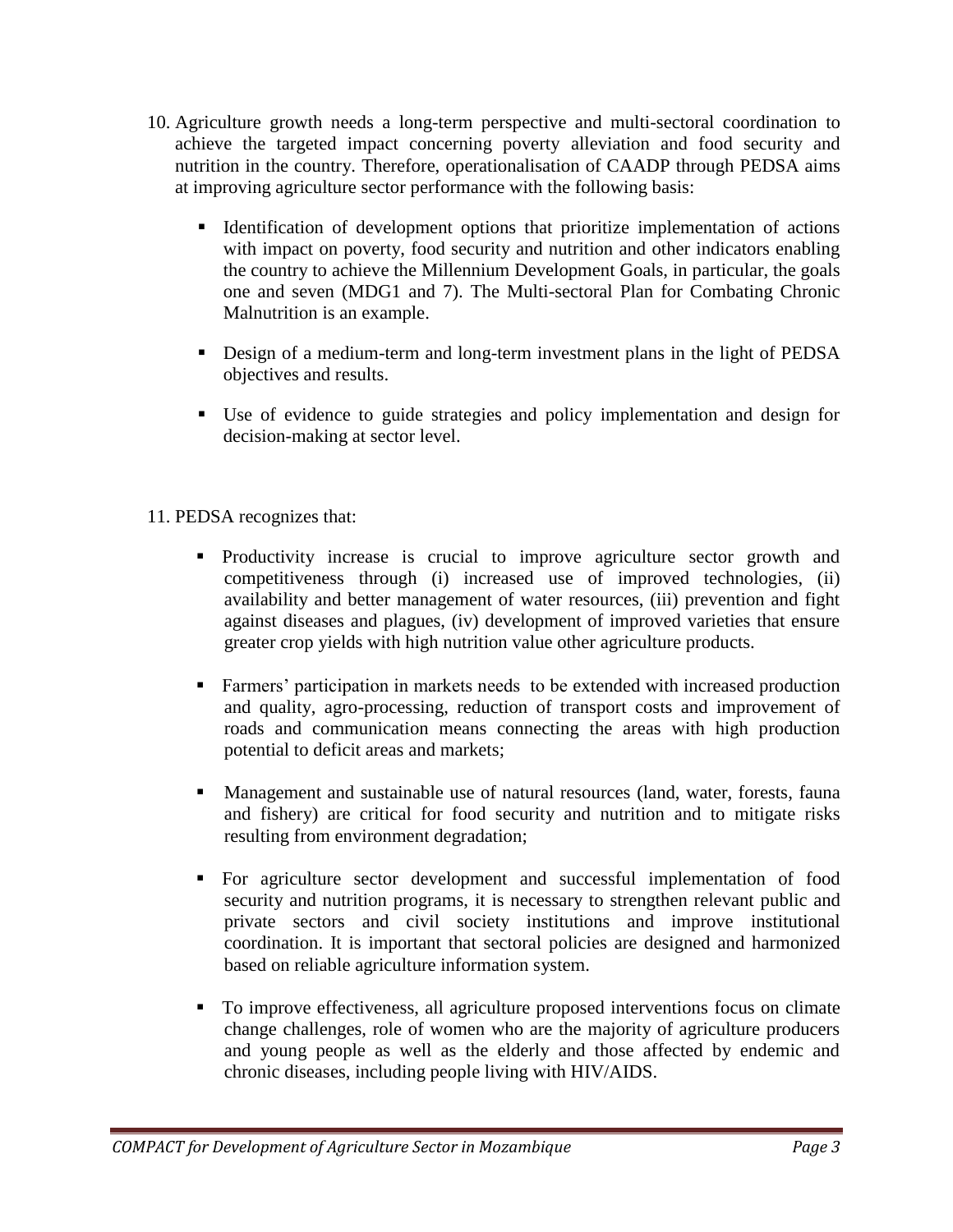10. Agriculture growth needs a long-term perspective and multi-sectoral coordination to achieve the targeted impact concerning poverty alleviation and food security and nutrition in the country. Therefore, operationalisation of CAADP through PEDSA aims at improving agriculture sector performance with the following basis:

    - Identification of development options that prioritize implementation of actions with impact on poverty, food security and nutrition and other indicators enabling the country to achieve the Millennium Development Goals, in particular, the goals one and seven (MDG1 and 7). The Multi-sectoral Plan for Combating Chronic Malnutrition is an example.
    - Design of a medium-term and long-term investment plans in the light of PEDSA objectives and results.
    - Use of evidence to guide strategies and policy implementation and design for decision-making at sector level.

11. PEDSA recognizes that:

    - Productivity increase is crucial to improve agriculture sector growth and competitiveness through (i) increased use of improved technologies, (ii) availability and better management of water resources, (iii) prevention and fight against diseases and plagues, (iv) development of improved varieties that ensure greater crop yields with high nutrition value other agriculture products.
    - Farmers' participation in markets needs to be extended with increased production and quality, agro-processing, reduction of transport costs and improvement of roads and communication means connecting the areas with high production potential to deficit areas and markets;
    - Management and sustainable use of natural resources (land, water, forests, fauna and fishery) are critical for food security and nutrition and to mitigate risks resulting from environment degradation;
    - For agriculture sector development and successful implementation of food security and nutrition programs, it is necessary to strengthen relevant public and private sectors and civil society institutions and improve institutional coordination. It is important that sectoral policies are designed and harmonized based on reliable agriculture information system.
    - To improve effectiveness, all agriculture proposed interventions focus on climate change challenges, role of women who are the majority of agriculture producers and young people as well as the elderly and those affected by endemic and chronic diseases, including people living with HIV/AIDS.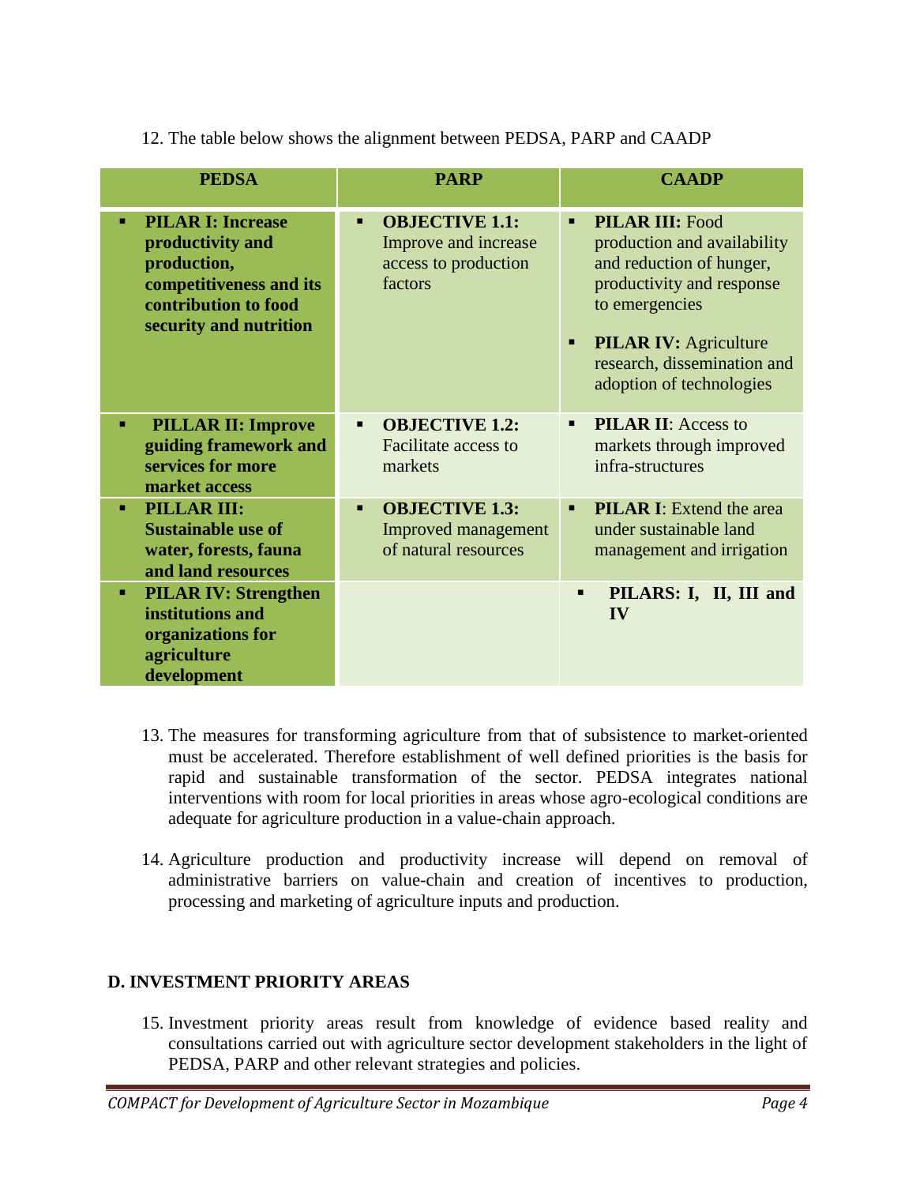12. The table below shows the alignment between PEDSA, PARP and CAADP

| PEDSA | PARP | CAADP |
| --- | --- | --- |
| ▪ **PILAR I: Increase productivity and production, competitiveness and its contribution to food security and nutrition** | ▪ **OBJECTIVE 1.1:** Improve and increase access to production factors | ▪ **PILAR III:** Food production and availability and reduction of hunger, productivity and response to emergencies<br>▪ **PILAR IV:** Agriculture research, dissemination and adoption of technologies |
| ▪ **PILLAR II: Improve guiding framework and services for more market access** | ▪ **OBJECTIVE 1.2:** Facilitate access to markets | ▪ **PILAR II**: Access to markets through improved infra-structures |
| ▪ **PILLAR III: Sustainable use of water, forests, fauna and land resources** | ▪ **OBJECTIVE 1.3:** Improved management of natural resources | ▪ **PILAR I**: Extend the area under sustainable land management and irrigation |
| ▪ **PILAR IV: Strengthen institutions and organizations for agriculture development** | | ▪ **PILARS: I, II, III and IV** |

13. The measures for transforming agriculture from that of subsistence to market-oriented must be accelerated. Therefore establishment of well defined priorities is the basis for rapid and sustainable transformation of the sector. PEDSA integrates national interventions with room for local priorities in areas whose agro-ecological conditions are adequate for agriculture production in a value-chain approach.

14. Agriculture production and productivity increase will depend on removal of administrative barriers on value-chain and creation of incentives to production, processing and marketing of agriculture inputs and production.

## D. INVESTMENT PRIORITY AREAS

15. Investment priority areas result from knowledge of evidence based reality and consultations carried out with agriculture sector development stakeholders in the light of PEDSA, PARP and other relevant strategies and policies.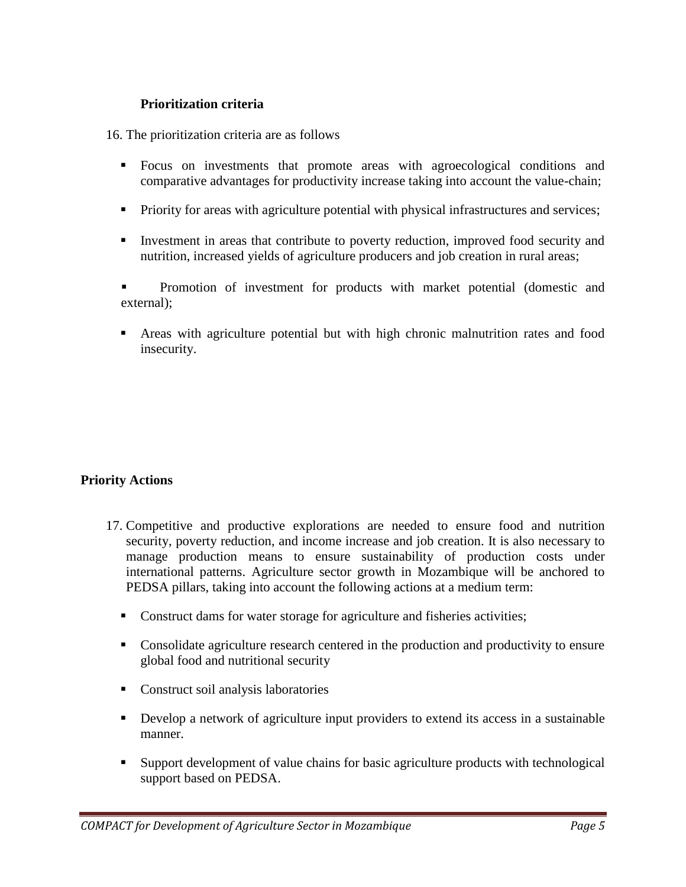**Prioritization criteria**

16. The prioritization criteria are as follows

- Focus on investments that promote areas with agroecological conditions and comparative advantages for productivity increase taking into account the value-chain;
- Priority for areas with agriculture potential with physical infrastructures and services;
- Investment in areas that contribute to poverty reduction, improved food security and nutrition, increased yields of agriculture producers and job creation in rural areas;
- Promotion of investment for products with market potential (domestic and external);
- Areas with agriculture potential but with high chronic malnutrition rates and food insecurity.

**Priority Actions**

17. Competitive and productive explorations are needed to ensure food and nutrition security, poverty reduction, and income increase and job creation. It is also necessary to manage production means to ensure sustainability of production costs under international patterns. Agriculture sector growth in Mozambique will be anchored to PEDSA pillars, taking into account the following actions at a medium term:

- Construct dams for water storage for agriculture and fisheries activities;
- Consolidate agriculture research centered in the production and productivity to ensure global food and nutritional security
- Construct soil analysis laboratories
- Develop a network of agriculture input providers to extend its access in a sustainable manner.
- Support development of value chains for basic agriculture products with technological support based on PEDSA.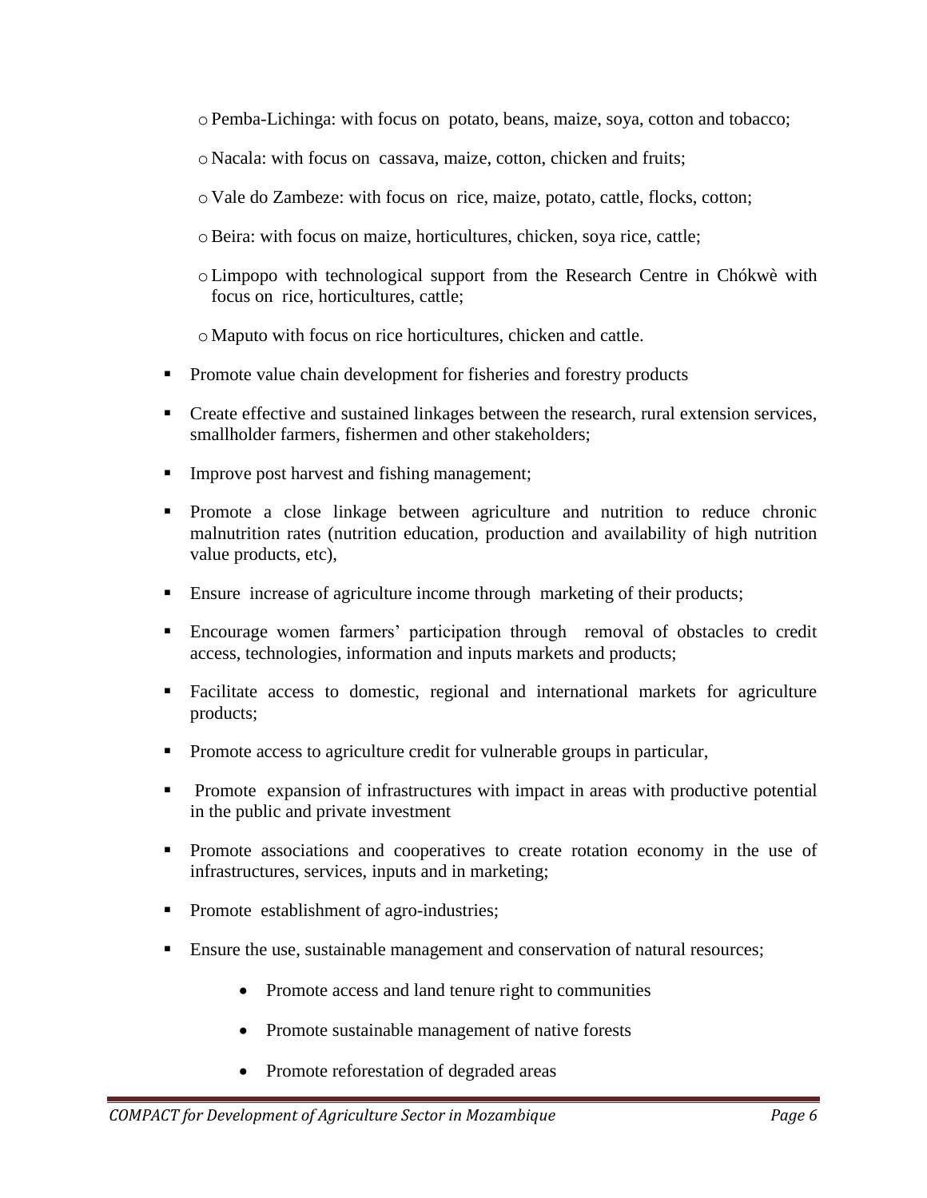- Pemba-Lichinga: with focus on potato, beans, maize, soya, cotton and tobacco;
   - Nacala: with focus on cassava, maize, cotton, chicken and fruits;
   - Vale do Zambeze: with focus on rice, maize, potato, cattle, flocks, cotton;
   - Beira: with focus on maize, horticultures, chicken, soya rice, cattle;
   - Limpopo with technological support from the Research Centre in Chókwè with focus on rice, horticultures, cattle;
   - Maputo with focus on rice horticultures, chicken and cattle.

- Promote value chain development for fisheries and forestry products
- Create effective and sustained linkages between the research, rural extension services, smallholder farmers, fishermen and other stakeholders;
- Improve post harvest and fishing management;
- Promote a close linkage between agriculture and nutrition to reduce chronic malnutrition rates (nutrition education, production and availability of high nutrition value products, etc),
- Ensure increase of agriculture income through marketing of their products;
- Encourage women farmers' participation through removal of obstacles to credit access, technologies, information and inputs markets and products;
- Facilitate access to domestic, regional and international markets for agriculture products;
- Promote access to agriculture credit for vulnerable groups in particular,
- Promote expansion of infrastructures with impact in areas with productive potential in the public and private investment
- Promote associations and cooperatives to create rotation economy in the use of infrastructures, services, inputs and in marketing;
- Promote establishment of agro-industries;
- Ensure the use, sustainable management and conservation of natural resources;
  - Promote access and land tenure right to communities
  - Promote sustainable management of native forests
  - Promote reforestation of degraded areas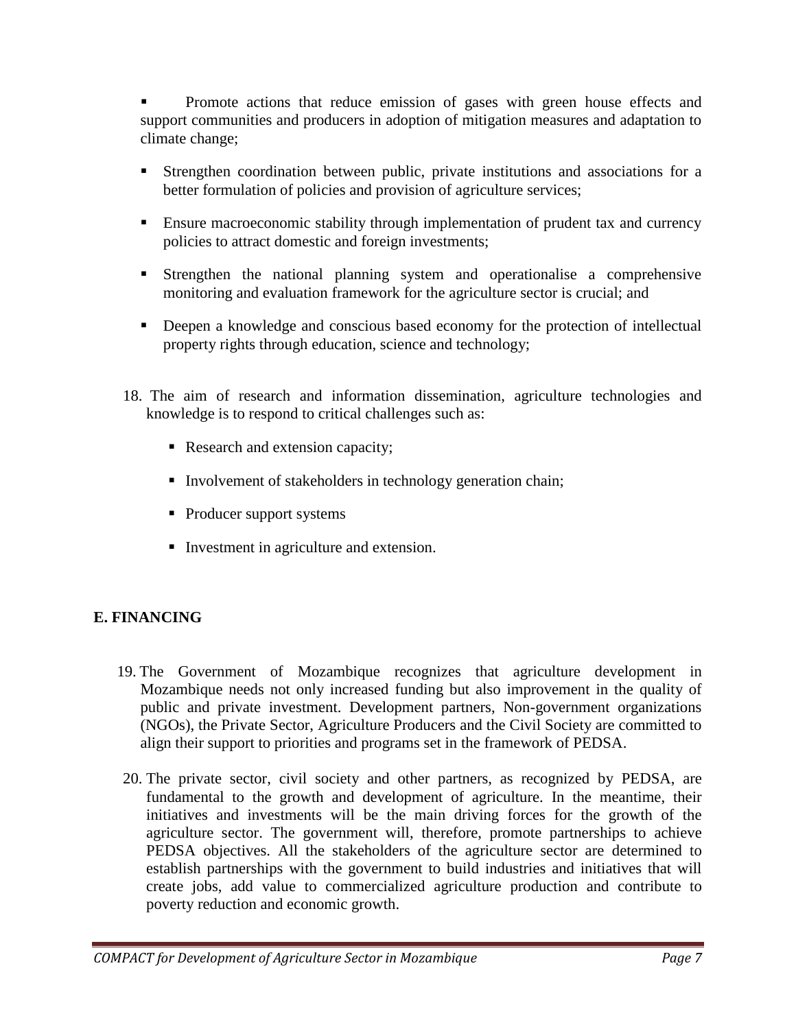- Promote actions that reduce emission of gases with green house effects and support communities and producers in adoption of mitigation measures and adaptation to climate change;
- Strengthen coordination between public, private institutions and associations for a better formulation of policies and provision of agriculture services;
- Ensure macroeconomic stability through implementation of prudent tax and currency policies to attract domestic and foreign investments;
- Strengthen the national planning system and operationalise a comprehensive monitoring and evaluation framework for the agriculture sector is crucial; and
- Deepen a knowledge and conscious based economy for the protection of intellectual property rights through education, science and technology;

18. The aim of research and information dissemination, agriculture technologies and knowledge is to respond to critical challenges such as:
    - Research and extension capacity;
    - Involvement of stakeholders in technology generation chain;
    - Producer support systems
    - Investment in agriculture and extension.

## E. FINANCING

19. The Government of Mozambique recognizes that agriculture development in Mozambique needs not only increased funding but also improvement in the quality of public and private investment. Development partners, Non-government organizations (NGOs), the Private Sector, Agriculture Producers and the Civil Society are committed to align their support to priorities and programs set in the framework of PEDSA.

20. The private sector, civil society and other partners, as recognized by PEDSA, are fundamental to the growth and development of agriculture. In the meantime, their initiatives and investments will be the main driving forces for the growth of the agriculture sector. The government will, therefore, promote partnerships to achieve PEDSA objectives. All the stakeholders of the agriculture sector are determined to establish partnerships with the government to build industries and initiatives that will create jobs, add value to commercialized agriculture production and contribute to poverty reduction and economic growth.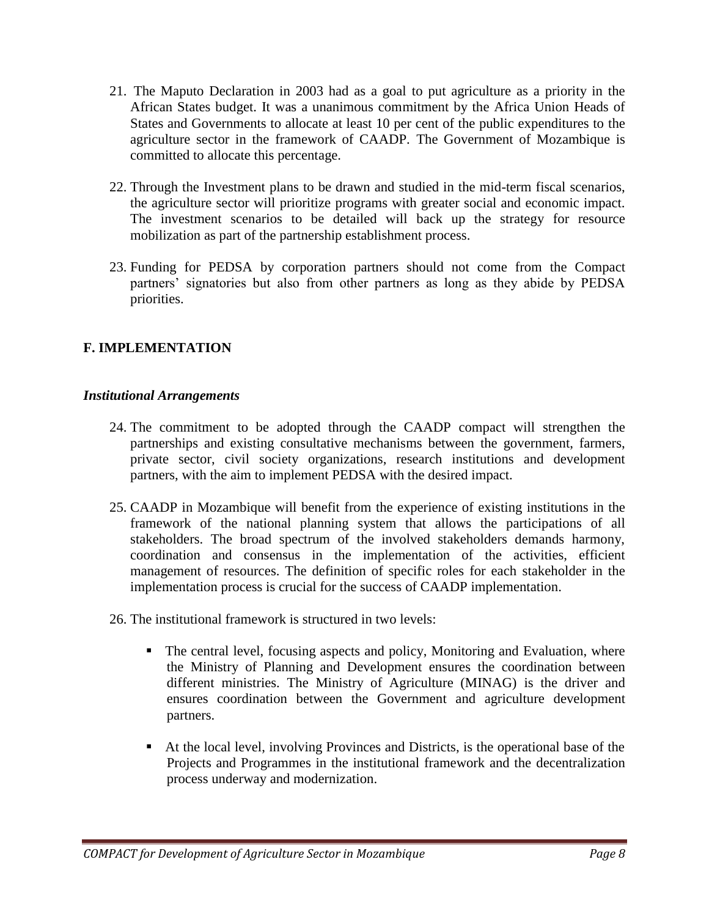21. The Maputo Declaration in 2003 had as a goal to put agriculture as a priority in the African States budget. It was a unanimous commitment by the Africa Union Heads of States and Governments to allocate at least 10 per cent of the public expenditures to the agriculture sector in the framework of CAADP. The Government of Mozambique is committed to allocate this percentage.

22. Through the Investment plans to be drawn and studied in the mid-term fiscal scenarios, the agriculture sector will prioritize programs with greater social and economic impact. The investment scenarios to be detailed will back up the strategy for resource mobilization as part of the partnership establishment process.

23. Funding for PEDSA by corporation partners should not come from the Compact partners' signatories but also from other partners as long as they abide by PEDSA priorities.

## F. IMPLEMENTATION

### *Institutional Arrangements*

24. The commitment to be adopted through the CAADP compact will strengthen the partnerships and existing consultative mechanisms between the government, farmers, private sector, civil society organizations, research institutions and development partners, with the aim to implement PEDSA with the desired impact.

25. CAADP in Mozambique will benefit from the experience of existing institutions in the framework of the national planning system that allows the participations of all stakeholders. The broad spectrum of the involved stakeholders demands harmony, coordination and consensus in the implementation of the activities, efficient management of resources. The definition of specific roles for each stakeholder in the implementation process is crucial for the success of CAADP implementation.

26. The institutional framework is structured in two levels:

    - The central level, focusing aspects and policy, Monitoring and Evaluation, where the Ministry of Planning and Development ensures the coordination between different ministries. The Ministry of Agriculture (MINAG) is the driver and ensures coordination between the Government and agriculture development partners.

    - At the local level, involving Provinces and Districts, is the operational base of the Projects and Programmes in the institutional framework and the decentralization process underway and modernization.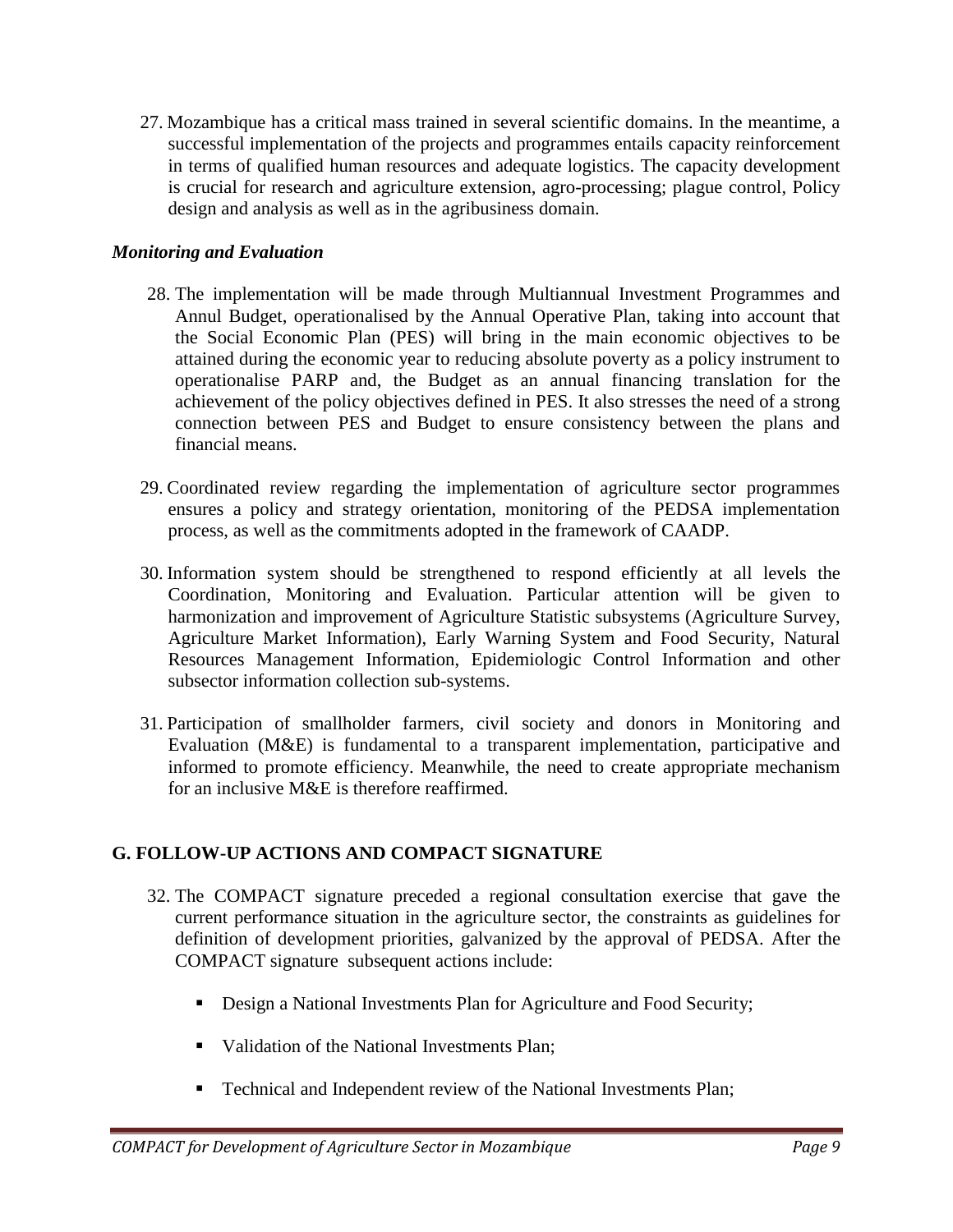27. Mozambique has a critical mass trained in several scientific domains. In the meantime, a successful implementation of the projects and programmes entails capacity reinforcement in terms of qualified human resources and adequate logistics. The capacity development is crucial for research and agriculture extension, agro-processing; plague control, Policy design and analysis as well as in the agribusiness domain.

***Monitoring and Evaluation***

28. The implementation will be made through Multiannual Investment Programmes and Annul Budget, operationalised by the Annual Operative Plan, taking into account that the Social Economic Plan (PES) will bring in the main economic objectives to be attained during the economic year to reducing absolute poverty as a policy instrument to operationalise PARP and, the Budget as an annual financing translation for the achievement of the policy objectives defined in PES. It also stresses the need of a strong connection between PES and Budget to ensure consistency between the plans and financial means.

29. Coordinated review regarding the implementation of agriculture sector programmes ensures a policy and strategy orientation, monitoring of the PEDSA implementation process, as well as the commitments adopted in the framework of CAADP.

30. Information system should be strengthened to respond efficiently at all levels the Coordination, Monitoring and Evaluation. Particular attention will be given to harmonization and improvement of Agriculture Statistic subsystems (Agriculture Survey, Agriculture Market Information), Early Warning System and Food Security, Natural Resources Management Information, Epidemiologic Control Information and other subsector information collection sub-systems.

31. Participation of smallholder farmers, civil society and donors in Monitoring and Evaluation (M&E) is fundamental to a transparent implementation, participative and informed to promote efficiency. Meanwhile, the need to create appropriate mechanism for an inclusive M&E is therefore reaffirmed.

## G. FOLLOW-UP ACTIONS AND COMPACT SIGNATURE

32. The COMPACT signature preceded a regional consultation exercise that gave the current performance situation in the agriculture sector, the constraints as guidelines for definition of development priorities, galvanized by the approval of PEDSA. After the COMPACT signature subsequent actions include:

    - Design a National Investments Plan for Agriculture and Food Security;
    - Validation of the National Investments Plan;
    - Technical and Independent review of the National Investments Plan;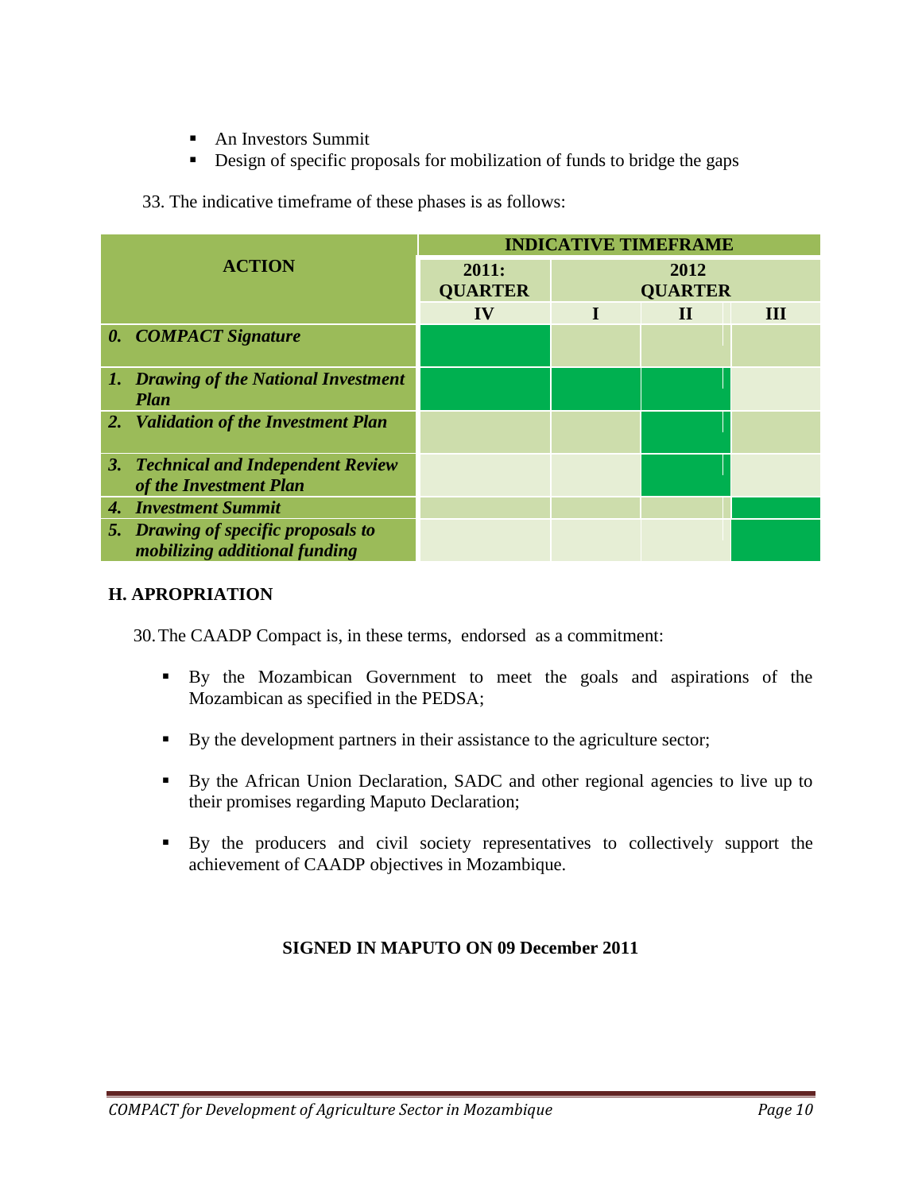- An Investors Summit
- Design of specific proposals for mobilization of funds to bridge the gaps

33. The indicative timeframe of these phases is as follows:

| ACTION | INDICATIVE TIMEFRAME | | | |
|---|---|---|---|---|
| | 2011: QUARTER | 2012 QUARTER | | |
| | IV | I | II | III |
| ***0. COMPACT Signature*** | ■ | | | |
| ***1. Drawing of the National Investment Plan*** | ■ | ■ | ■ | |
| ***2. Validation of the Investment Plan*** | | | ■ | |
| ***3. Technical and Independent Review of the Investment Plan*** | | | ■ | |
| ***4. Investment Summit*** | | | | ■ |
| ***5. Drawing of specific proposals to mobilizing additional funding*** | | | | ■ |

## H. APROPRIATION

30. The CAADP Compact is, in these terms, endorsed as a commitment:

- By the Mozambican Government to meet the goals and aspirations of the Mozambican as specified in the PEDSA;
- By the development partners in their assistance to the agriculture sector;
- By the African Union Declaration, SADC and other regional agencies to live up to their promises regarding Maputo Declaration;
- By the producers and civil society representatives to collectively support the achievement of CAADP objectives in Mozambique.

**SIGNED IN MAPUTO ON 09 December 2011**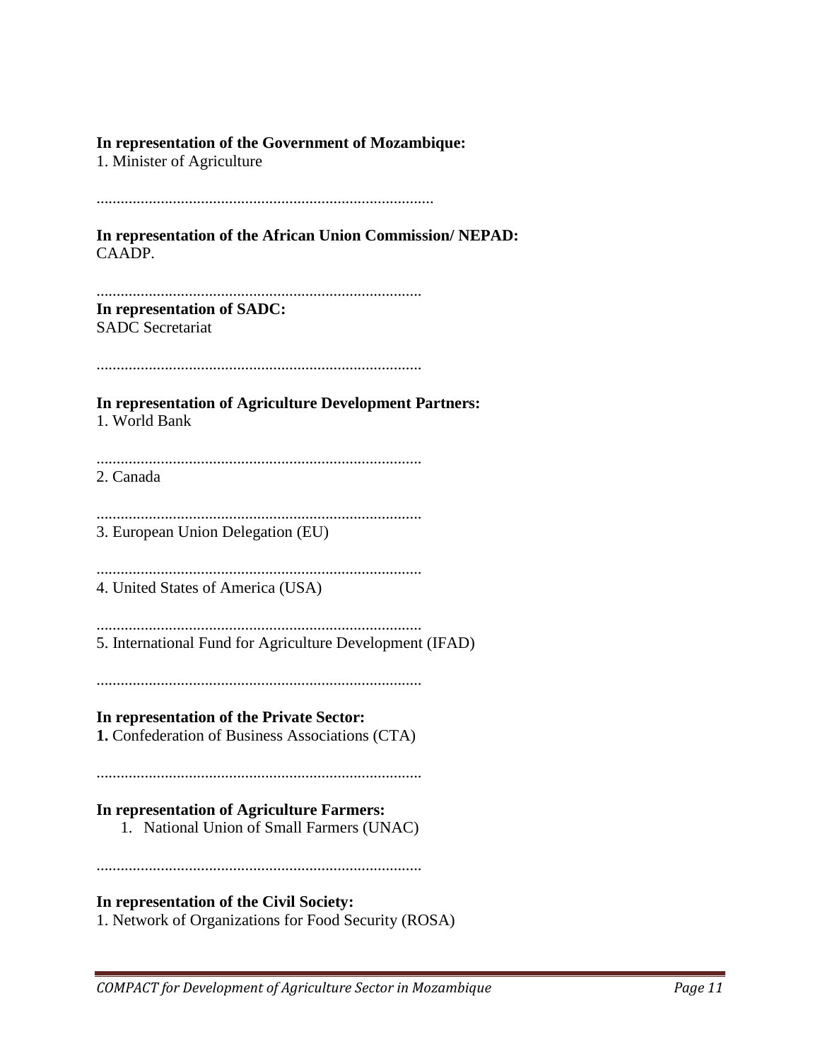**In representation of the Government of Mozambique:**
1. Minister of Agriculture

.....................................................................................

**In representation of the African Union Commission/ NEPAD:**
CAADP.

..................................................................................

**In representation of SADC:**
SADC Secretariat

..................................................................................

**In representation of Agriculture Development Partners:**
1. World Bank

..................................................................................

2. Canada

..................................................................................

3. European Union Delegation (EU)

..................................................................................

4. United States of America (USA)

..................................................................................

5. International Fund for Agriculture Development (IFAD)

..................................................................................

**In representation of the Private Sector:**
**1.** Confederation of Business Associations (CTA)

..................................................................................

**In representation of Agriculture Farmers:**
1. National Union of Small Farmers (UNAC)

..................................................................................

**In representation of the Civil Society:**
1. Network of Organizations for Food Security (ROSA)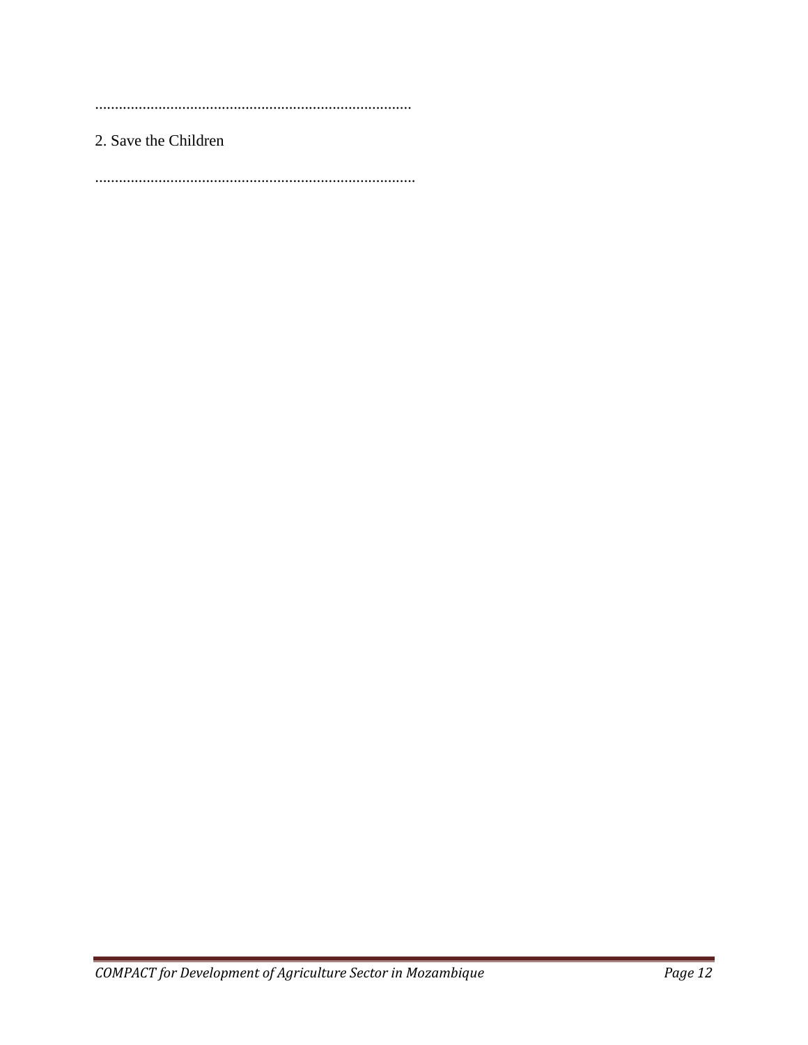................................................................................

2. Save the Children

................................................................................